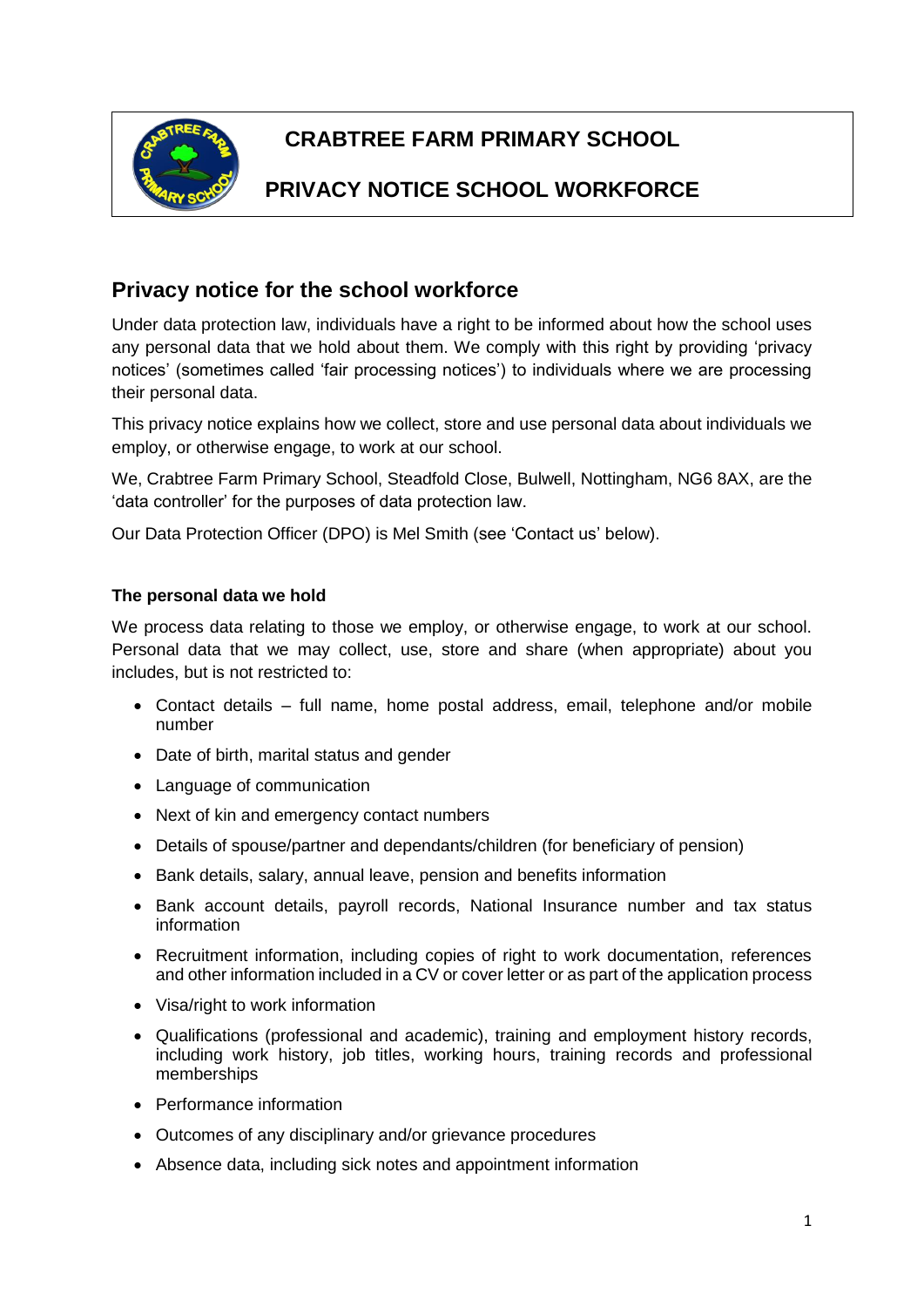# CRABTREE FARM PRIMARY SCHOOL

# PRIVACY NOTICE SCHOOL WORKFORCE

## Privacy notice for the school workforce

Under data protection law, individuals have a right to be informed about how the school uses any personal data that we hold about them. We comply with this right by providing 'privacy notices' (sometimes called 'fair processing notices') to individuals where we are processing their personal data.

This privacy notice explains how we collect, store and use personal data about individuals we employ, or otherwise engage, to work at our school.

We, Crabtree Farm Primary School, Steadfold Close, Bulwell, Nottingham, NG6 8AX, are the 'data controller' for the purposes of data protection law.

Our Data Protection Officer (DPO) is Mel Smith (see 'Contact us' below).

### The personal data we hold

We process data relating to those we employ, or otherwise engage, to work at our school. Personal data that we may collect, use, store and share (when appropriate) about you includes, but is not restricted to:

- Contact details – full name, home postal address, email, telephone and/or mobile number
- Date of birth, marital status and gender
- Language of communication
- Next of kin and emergency contact numbers
- Details of spouse/partner and dependants/children (for beneficiary of pension)
- Bank details, salary, annual leave, pension and benefits information
- Bank account details, payroll records, National Insurance number and tax status information
- Recruitment information, including copies of right to work documentation, references and other information included in a CV or cover letter or as part of the application process
- Visa/right to work information
- Qualifications (professional and academic), training and employment history records, including work history, job titles, working hours, training records and professional memberships
- Performance information
- Outcomes of any disciplinary and/or grievance procedures
- Absence data, including sick notes and appointment information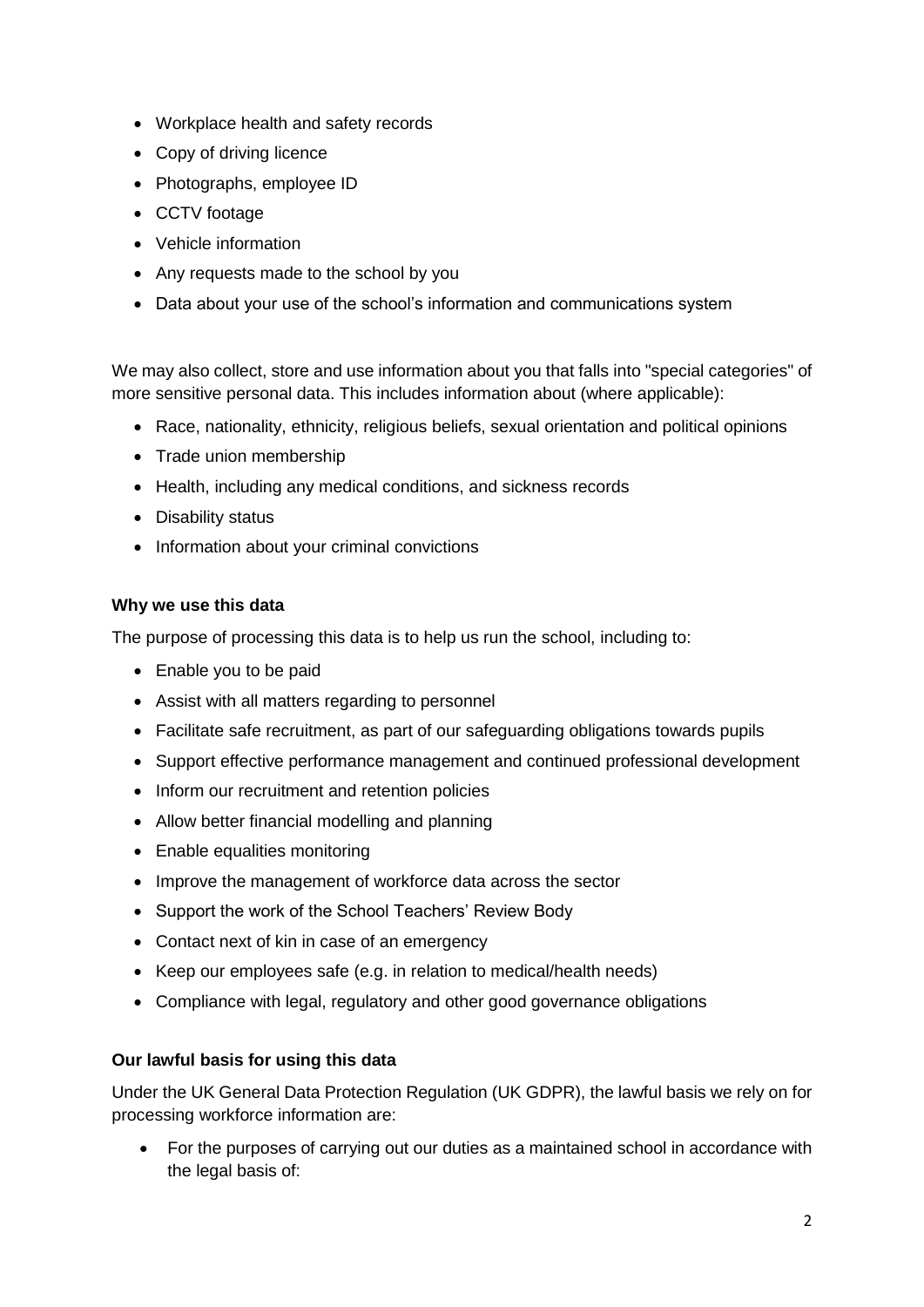- Workplace health and safety records
- Copy of driving licence
- Photographs, employee ID
- CCTV footage
- Vehicle information
- Any requests made to the school by you
- Data about your use of the school's information and communications system

We may also collect, store and use information about you that falls into "special categories" of more sensitive personal data. This includes information about (where applicable):

- Race, nationality, ethnicity, religious beliefs, sexual orientation and political opinions
- Trade union membership
- Health, including any medical conditions, and sickness records
- Disability status
- Information about your criminal convictions

**Why we use this data**

The purpose of processing this data is to help us run the school, including to:

- Enable you to be paid
- Assist with all matters regarding to personnel
- Facilitate safe recruitment, as part of our safeguarding obligations towards pupils
- Support effective performance management and continued professional development
- Inform our recruitment and retention policies
- Allow better financial modelling and planning
- Enable equalities monitoring
- Improve the management of workforce data across the sector
- Support the work of the School Teachers' Review Body
- Contact next of kin in case of an emergency
- Keep our employees safe (e.g. in relation to medical/health needs)
- Compliance with legal, regulatory and other good governance obligations

**Our lawful basis for using this data**

Under the UK General Data Protection Regulation (UK GDPR), the lawful basis we rely on for processing workforce information are:

- For the purposes of carrying out our duties as a maintained school in accordance with the legal basis of: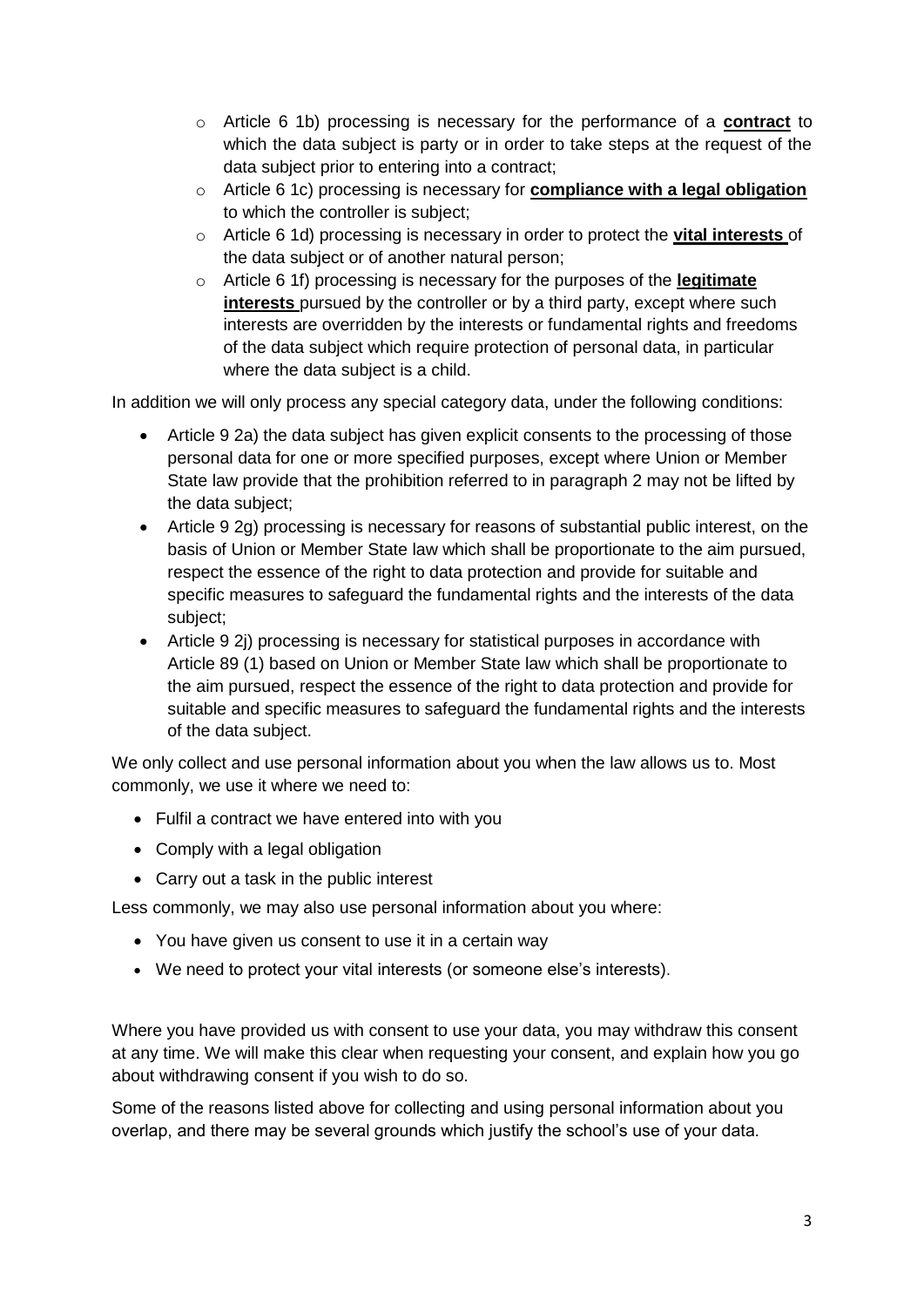- Article 6 1b) processing is necessary for the performance of a **contract** to which the data subject is party or in order to take steps at the request of the data subject prior to entering into a contract;
  - Article 6 1c) processing is necessary for **compliance with a legal obligation** to which the controller is subject;
  - Article 6 1d) processing is necessary in order to protect the **vital interests** of the data subject or of another natural person;
  - Article 6 1f) processing is necessary for the purposes of the **legitimate interests** pursued by the controller or by a third party, except where such interests are overridden by the interests or fundamental rights and freedoms of the data subject which require protection of personal data, in particular where the data subject is a child.

In addition we will only process any special category data, under the following conditions:

- Article 9 2a) the data subject has given explicit consents to the processing of those personal data for one or more specified purposes, except where Union or Member State law provide that the prohibition referred to in paragraph 2 may not be lifted by the data subject;
- Article 9 2g) processing is necessary for reasons of substantial public interest, on the basis of Union or Member State law which shall be proportionate to the aim pursued, respect the essence of the right to data protection and provide for suitable and specific measures to safeguard the fundamental rights and the interests of the data subject;
- Article 9 2j) processing is necessary for statistical purposes in accordance with Article 89 (1) based on Union or Member State law which shall be proportionate to the aim pursued, respect the essence of the right to data protection and provide for suitable and specific measures to safeguard the fundamental rights and the interests of the data subject.

We only collect and use personal information about you when the law allows us to. Most commonly, we use it where we need to:

- Fulfil a contract we have entered into with you
- Comply with a legal obligation
- Carry out a task in the public interest

Less commonly, we may also use personal information about you where:

- You have given us consent to use it in a certain way
- We need to protect your vital interests (or someone else's interests).

Where you have provided us with consent to use your data, you may withdraw this consent at any time. We will make this clear when requesting your consent, and explain how you go about withdrawing consent if you wish to do so.

Some of the reasons listed above for collecting and using personal information about you overlap, and there may be several grounds which justify the school's use of your data.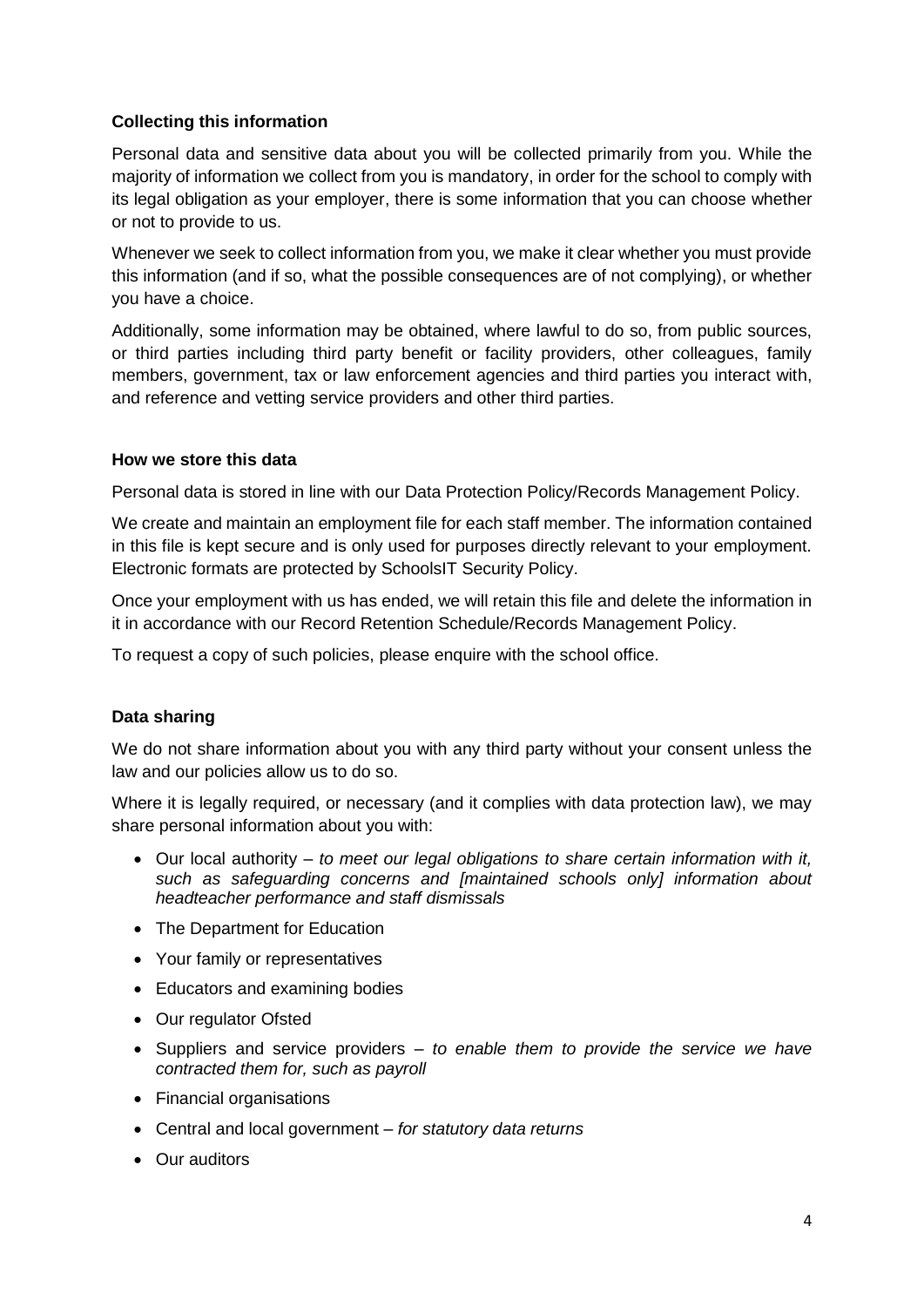### Collecting this information

Personal data and sensitive data about you will be collected primarily from you. While the majority of information we collect from you is mandatory, in order for the school to comply with its legal obligation as your employer, there is some information that you can choose whether or not to provide to us.

Whenever we seek to collect information from you, we make it clear whether you must provide this information (and if so, what the possible consequences are of not complying), or whether you have a choice.

Additionally, some information may be obtained, where lawful to do so, from public sources, or third parties including third party benefit or facility providers, other colleagues, family members, government, tax or law enforcement agencies and third parties you interact with, and reference and vetting service providers and other third parties.

### How we store this data

Personal data is stored in line with our Data Protection Policy/Records Management Policy.

We create and maintain an employment file for each staff member. The information contained in this file is kept secure and is only used for purposes directly relevant to your employment. Electronic formats are protected by SchoolsIT Security Policy.

Once your employment with us has ended, we will retain this file and delete the information in it in accordance with our Record Retention Schedule/Records Management Policy.

To request a copy of such policies, please enquire with the school office.

### Data sharing

We do not share information about you with any third party without your consent unless the law and our policies allow us to do so.

Where it is legally required, or necessary (and it complies with data protection law), we may share personal information about you with:

- Our local authority – *to meet our legal obligations to share certain information with it, such as safeguarding concerns and [maintained schools only] information about headteacher performance and staff dismissals*
- The Department for Education
- Your family or representatives
- Educators and examining bodies
- Our regulator Ofsted
- Suppliers and service providers – *to enable them to provide the service we have contracted them for, such as payroll*
- Financial organisations
- Central and local government – *for statutory data returns*
- Our auditors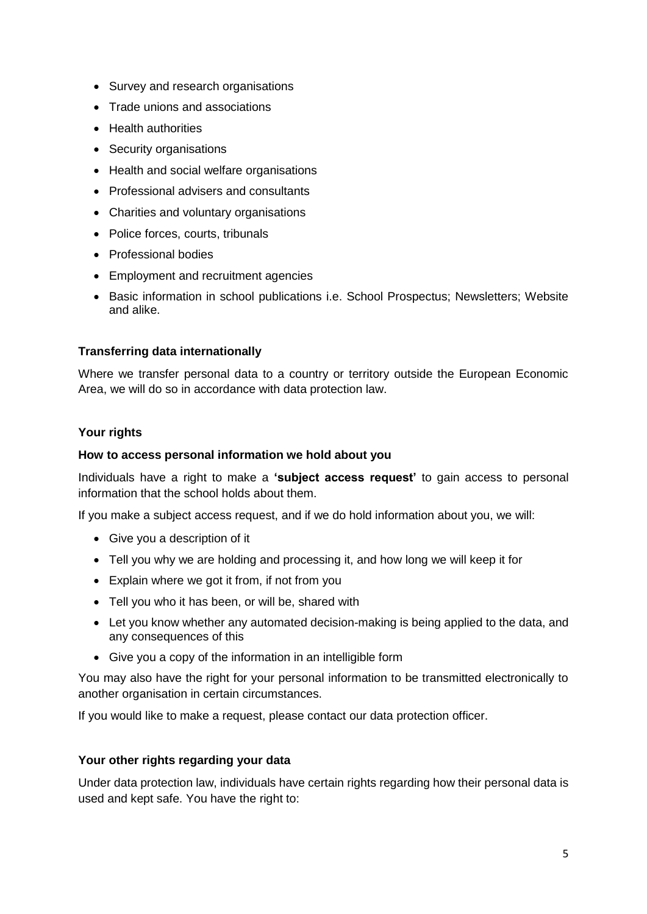- Survey and research organisations
- Trade unions and associations
- Health authorities
- Security organisations
- Health and social welfare organisations
- Professional advisers and consultants
- Charities and voluntary organisations
- Police forces, courts, tribunals
- Professional bodies
- Employment and recruitment agencies
- Basic information in school publications i.e. School Prospectus; Newsletters; Website and alike.

**Transferring data internationally**

Where we transfer personal data to a country or territory outside the European Economic Area, we will do so in accordance with data protection law.

**Your rights**

**How to access personal information we hold about you**

Individuals have a right to make a **'subject access request'** to gain access to personal information that the school holds about them.

If you make a subject access request, and if we do hold information about you, we will:

- Give you a description of it
- Tell you why we are holding and processing it, and how long we will keep it for
- Explain where we got it from, if not from you
- Tell you who it has been, or will be, shared with
- Let you know whether any automated decision-making is being applied to the data, and any consequences of this
- Give you a copy of the information in an intelligible form

You may also have the right for your personal information to be transmitted electronically to another organisation in certain circumstances.

If you would like to make a request, please contact our data protection officer.

**Your other rights regarding your data**

Under data protection law, individuals have certain rights regarding how their personal data is used and kept safe. You have the right to: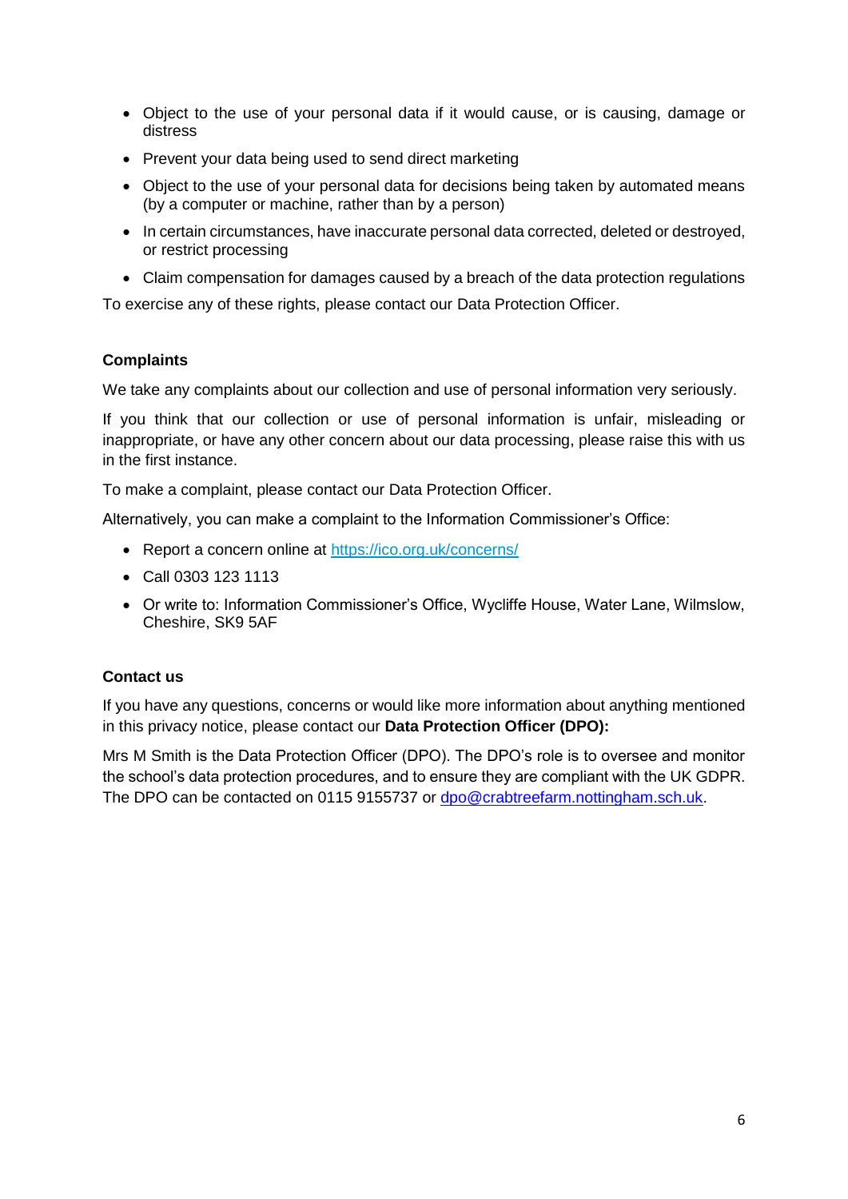- Object to the use of your personal data if it would cause, or is causing, damage or distress
- Prevent your data being used to send direct marketing
- Object to the use of your personal data for decisions being taken by automated means (by a computer or machine, rather than by a person)
- In certain circumstances, have inaccurate personal data corrected, deleted or destroyed, or restrict processing
- Claim compensation for damages caused by a breach of the data protection regulations

To exercise any of these rights, please contact our Data Protection Officer.

**Complaints**

We take any complaints about our collection and use of personal information very seriously.

If you think that our collection or use of personal information is unfair, misleading or inappropriate, or have any other concern about our data processing, please raise this with us in the first instance.

To make a complaint, please contact our Data Protection Officer.

Alternatively, you can make a complaint to the Information Commissioner's Office:

- Report a concern online at https://ico.org.uk/concerns/
- Call 0303 123 1113
- Or write to: Information Commissioner's Office, Wycliffe House, Water Lane, Wilmslow, Cheshire, SK9 5AF

**Contact us**

If you have any questions, concerns or would like more information about anything mentioned in this privacy notice, please contact our **Data Protection Officer (DPO):**

Mrs M Smith is the Data Protection Officer (DPO). The DPO's role is to oversee and monitor the school's data protection procedures, and to ensure they are compliant with the UK GDPR. The DPO can be contacted on 0115 9155737 or dpo@crabtreefarm.nottingham.sch.uk.